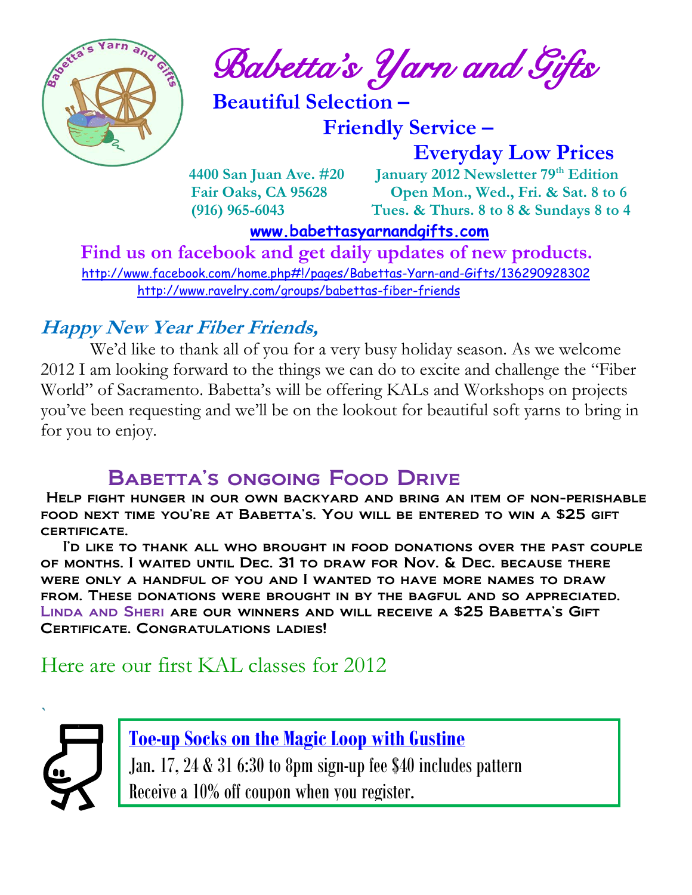# Babetta's Yarn and Gifts

**Beautiful Selection –**

**Friendly Service –**

**Everyday Low Prices**

**4400 San Juan Ave. #20**
**Fair Oaks, CA 95628**
**(916) 965-6043**

**January 2012 Newsletter 79th Edition**
**Open Mon., Wed., Fri. & Sat. 8 to 6**
**Tues. & Thurs. 8 to 8 & Sundays 8 to 4**

**www.babettasyarnandgifts.com**

**Find us on facebook and get daily updates of new products.**

http://www.facebook.com/home.php#!/pages/Babettas-Yarn-and-Gifts/136290928302

http://www.ravelry.com/groups/babettas-fiber-friends

## *Happy New Year Fiber Friends,*

We'd like to thank all of you for a very busy holiday season. As we welcome 2012 I am looking forward to the things we can do to excite and challenge the "Fiber World" of Sacramento. Babetta's will be offering KALs and Workshops on projects you've been requesting and we'll be on the lookout for beautiful soft yarns to bring in for you to enjoy.

## Babetta's ongoing Food Drive

Help fight hunger in our own backyard and bring an item of non-perishable food next time you're at Babetta's. You will be entered to win a $25 gift certificate.

I'd like to thank all who brought in food donations over the past couple of months. I waited until Dec. 31 to draw for Nov. & Dec. because there were only a handful of you and I wanted to have more names to draw from. These donations were brought in by the bagful and so appreciated. Linda and Sheri are our winners and will receive a $25 Babetta's Gift Certificate. Congratulations ladies!

## Here are our first KAL classes for 2012

### Toe-up Socks on the Magic Loop with Gustine

Jan. 17, 24 & 31 6:30 to 8pm sign-up fee $40 includes pattern

Receive a 10% off coupon when you register.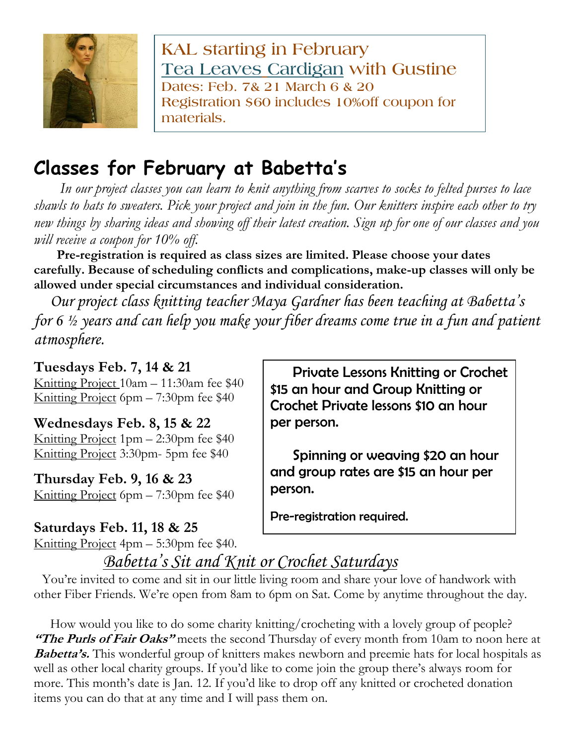KAL starting in February

Tea Leaves Cardigan with Gustine

Dates: Feb. 7& 21 March 6 & 20

Registration $60 includes 10%off coupon for materials.

# Classes for February at Babetta's

*In our project classes you can learn to knit anything from scarves to socks to felted purses to lace shawls to hats to sweaters. Pick your project and join in the fun. Our knitters inspire each other to try new things by sharing ideas and showing off their latest creation. Sign up for one of our classes and you will receive a coupon for 10% off.*

**Pre-registration is required as class sizes are limited. Please choose your dates carefully. Because of scheduling conflicts and complications, make-up classes will only be allowed under special circumstances and individual consideration.**

*Our project class knitting teacher Maya Gardner has been teaching at Babetta's for 6 ½ years and can help you make your fiber dreams come true in a fun and patient atmosphere.*

**Tuesdays Feb. 7, 14 & 21**
Knitting Project 10am – 11:30am fee $40
Knitting Project 6pm – 7:30pm fee $40

**Wednesdays Feb. 8, 15 & 22**
Knitting Project 1pm – 2:30pm fee $40
Knitting Project 3:30pm- 5pm fee $40

**Thursday Feb. 9, 16 & 23**
Knitting Project 6pm – 7:30pm fee $40

**Saturdays Feb. 11, 18 & 25**
Knitting Project 4pm – 5:30pm fee $40.

Private Lessons Knitting or Crochet $15 an hour and Group Knitting or Crochet Private lessons $10 an hour per person.

Spinning or weaving $20 an hour and group rates are $15 an hour per person.

Pre-registration required.

## *Babetta's Sit and Knit or Crochet Saturdays*

You're invited to come and sit in our little living room and share your love of handwork with other Fiber Friends. We're open from 8am to 6pm on Sat. Come by anytime throughout the day.

How would you like to do some charity knitting/crocheting with a lovely group of people? ***"The Purls of Fair Oaks"*** meets the second Thursday of every month from 10am to noon here at ***Babetta's.*** This wonderful group of knitters makes newborn and preemie hats for local hospitals as well as other local charity groups. If you'd like to come join the group there's always room for more. This month's date is Jan. 12. If you'd like to drop off any knitted or crocheted donation items you can do that at any time and I will pass them on.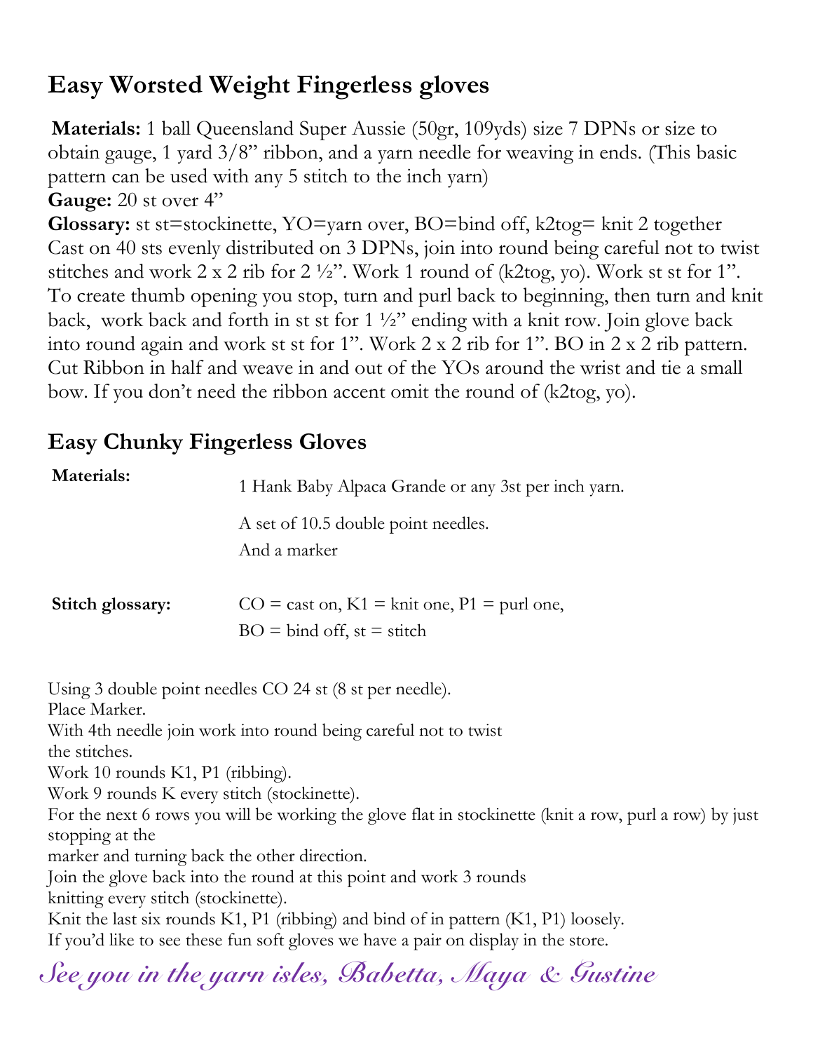## Easy Worsted Weight Fingerless gloves

**Materials:** 1 ball Queensland Super Aussie (50gr, 109yds) size 7 DPNs or size to obtain gauge, 1 yard 3/8" ribbon, and a yarn needle for weaving in ends. (This basic pattern can be used with any 5 stitch to the inch yarn)

**Gauge:** 20 st over 4"

**Glossary:** st st=stockinette, YO=yarn over, BO=bind off, k2tog= knit 2 together

Cast on 40 sts evenly distributed on 3 DPNs, join into round being careful not to twist stitches and work 2 x 2 rib for 2 ½". Work 1 round of (k2tog, yo). Work st st for 1". To create thumb opening you stop, turn and purl back to beginning, then turn and knit back, work back and forth in st st for 1 ½" ending with a knit row. Join glove back into round again and work st st for 1". Work 2 x 2 rib for 1". BO in 2 x 2 rib pattern. Cut Ribbon in half and weave in and out of the YOs around the wrist and tie a small bow. If you don't need the ribbon accent omit the round of (k2tog, yo).

## Easy Chunky Fingerless Gloves

**Materials:** 1 Hank Baby Alpaca Grande or any 3st per inch yarn.

A set of 10.5 double point needles.

And a marker

**Stitch glossary:** CO = cast on, K1 = knit one, P1 = purl one, BO = bind off, st = stitch

Using 3 double point needles CO 24 st (8 st per needle).
Place Marker.
With 4th needle join work into round being careful not to twist the stitches.
Work 10 rounds K1, P1 (ribbing).
Work 9 rounds K every stitch (stockinette).
For the next 6 rows you will be working the glove flat in stockinette (knit a row, purl a row) by just stopping at the marker and turning back the other direction.
Join the glove back into the round at this point and work 3 rounds knitting every stitch (stockinette).
Knit the last six rounds K1, P1 (ribbing) and bind of in pattern (K1, P1) loosely.
If you'd like to see these fun soft gloves we have a pair on display in the store.

*See you in the yarn isles, Babetta, Maya & Gustine*